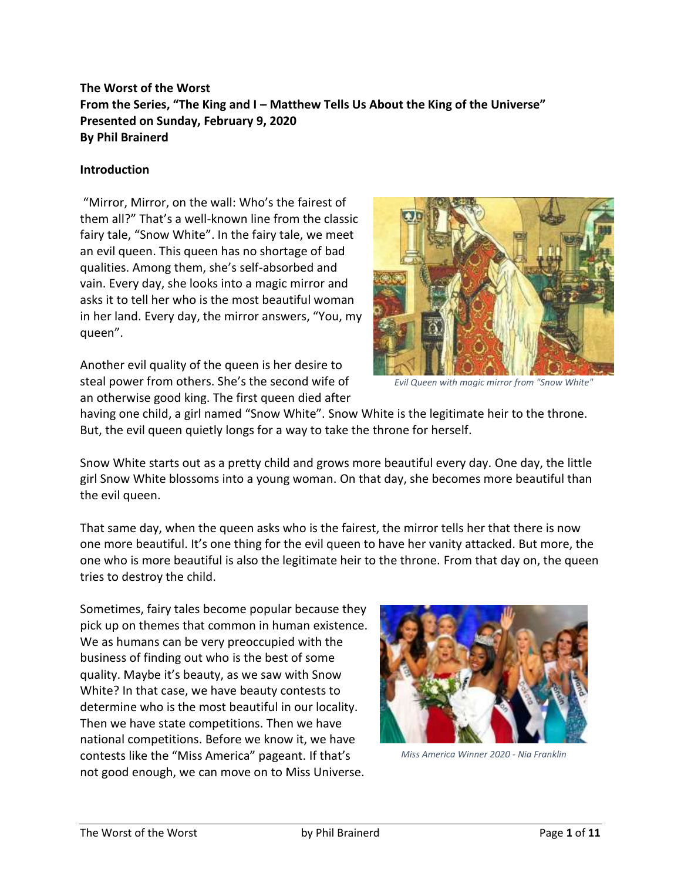**The Worst of the Worst**
**From the Series, "The King and I – Matthew Tells Us About the King of the Universe"**
**Presented on Sunday, February 9, 2020**
**By Phil Brainerd**

## Introduction

"Mirror, Mirror, on the wall: Who's the fairest of them all?" That's a well-known line from the classic fairy tale, "Snow White". In the fairy tale, we meet an evil queen. This queen has no shortage of bad qualities. Among them, she's self-absorbed and vain. Every day, she looks into a magic mirror and asks it to tell her who is the most beautiful woman in her land. Every day, the mirror answers, "You, my queen".

*Evil Queen with magic mirror from "Snow White"*

Another evil quality of the queen is her desire to steal power from others. She's the second wife of an otherwise good king. The first queen died after having one child, a girl named "Snow White". Snow White is the legitimate heir to the throne. But, the evil queen quietly longs for a way to take the throne for herself.

Snow White starts out as a pretty child and grows more beautiful every day. One day, the little girl Snow White blossoms into a young woman. On that day, she becomes more beautiful than the evil queen.

That same day, when the queen asks who is the fairest, the mirror tells her that there is now one more beautiful. It's one thing for the evil queen to have her vanity attacked. But more, the one who is more beautiful is also the legitimate heir to the throne. From that day on, the queen tries to destroy the child.

Sometimes, fairy tales become popular because they pick up on themes that common in human existence. We as humans can be very preoccupied with the business of finding out who is the best of some quality. Maybe it's beauty, as we saw with Snow White? In that case, we have beauty contests to determine who is the most beautiful in our locality. Then we have state competitions. Then we have national competitions. Before we know it, we have contests like the "Miss America" pageant. If that's not good enough, we can move on to Miss Universe.

*Miss America Winner 2020 - Nia Franklin*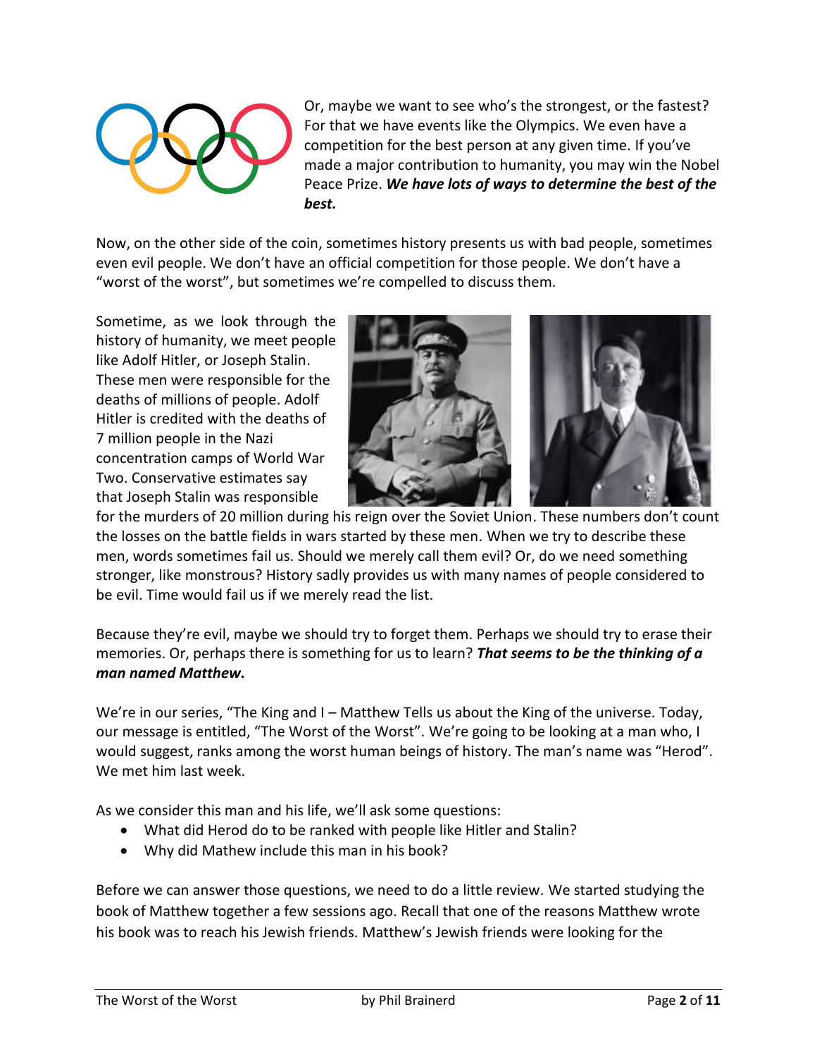Or, maybe we want to see who's the strongest, or the fastest? For that we have events like the Olympics. We even have a competition for the best person at any given time. If you've made a major contribution to humanity, you may win the Nobel Peace Prize. ***We have lots of ways to determine the best of the best.***

Now, on the other side of the coin, sometimes history presents us with bad people, sometimes even evil people. We don't have an official competition for those people. We don't have a "worst of the worst", but sometimes we're compelled to discuss them.

Sometime, as we look through the history of humanity, we meet people like Adolf Hitler, or Joseph Stalin. These men were responsible for the deaths of millions of people. Adolf Hitler is credited with the deaths of 7 million people in the Nazi concentration camps of World War Two. Conservative estimates say that Joseph Stalin was responsible for the murders of 20 million during his reign over the Soviet Union. These numbers don't count the losses on the battle fields in wars started by these men. When we try to describe these men, words sometimes fail us. Should we merely call them evil? Or, do we need something stronger, like monstrous? History sadly provides us with many names of people considered to be evil. Time would fail us if we merely read the list.

Because they're evil, maybe we should try to forget them. Perhaps we should try to erase their memories. Or, perhaps there is something for us to learn? ***That seems to be the thinking of a man named Matthew.***

We're in our series, "The King and I – Matthew Tells us about the King of the universe. Today, our message is entitled, "The Worst of the Worst". We're going to be looking at a man who, I would suggest, ranks among the worst human beings of history. The man's name was "Herod". We met him last week.

As we consider this man and his life, we'll ask some questions:

- What did Herod do to be ranked with people like Hitler and Stalin?
- Why did Mathew include this man in his book?

Before we can answer those questions, we need to do a little review. We started studying the book of Matthew together a few sessions ago. Recall that one of the reasons Matthew wrote his book was to reach his Jewish friends. Matthew's Jewish friends were looking for the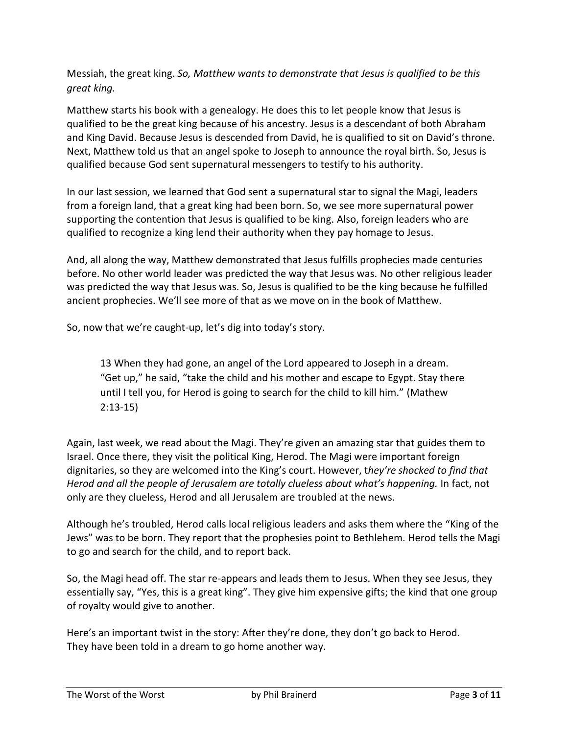Messiah, the great king. *So, Matthew wants to demonstrate that Jesus is qualified to be this great king.*

Matthew starts his book with a genealogy. He does this to let people know that Jesus is qualified to be the great king because of his ancestry. Jesus is a descendant of both Abraham and King David. Because Jesus is descended from David, he is qualified to sit on David's throne. Next, Matthew told us that an angel spoke to Joseph to announce the royal birth. So, Jesus is qualified because God sent supernatural messengers to testify to his authority.

In our last session, we learned that God sent a supernatural star to signal the Magi, leaders from a foreign land, that a great king had been born. So, we see more supernatural power supporting the contention that Jesus is qualified to be king. Also, foreign leaders who are qualified to recognize a king lend their authority when they pay homage to Jesus.

And, all along the way, Matthew demonstrated that Jesus fulfills prophecies made centuries before. No other world leader was predicted the way that Jesus was. No other religious leader was predicted the way that Jesus was. So, Jesus is qualified to be the king because he fulfilled ancient prophecies. We'll see more of that as we move on in the book of Matthew.

So, now that we're caught-up, let's dig into today's story.

> 13 When they had gone, an angel of the Lord appeared to Joseph in a dream. "Get up," he said, "take the child and his mother and escape to Egypt. Stay there until I tell you, for Herod is going to search for the child to kill him." (Mathew 2:13-15)

Again, last week, we read about the Magi. They're given an amazing star that guides them to Israel. Once there, they visit the political King, Herod. The Magi were important foreign dignitaries, so they are welcomed into the King's court. However, t*hey're shocked to find that Herod and all the people of Jerusalem are totally clueless about what's happening.* In fact, not only are they clueless, Herod and all Jerusalem are troubled at the news.

Although he's troubled, Herod calls local religious leaders and asks them where the "King of the Jews" was to be born. They report that the prophesies point to Bethlehem. Herod tells the Magi to go and search for the child, and to report back.

So, the Magi head off. The star re-appears and leads them to Jesus. When they see Jesus, they essentially say, "Yes, this is a great king". They give him expensive gifts; the kind that one group of royalty would give to another.

Here's an important twist in the story: After they're done, they don't go back to Herod. They have been told in a dream to go home another way.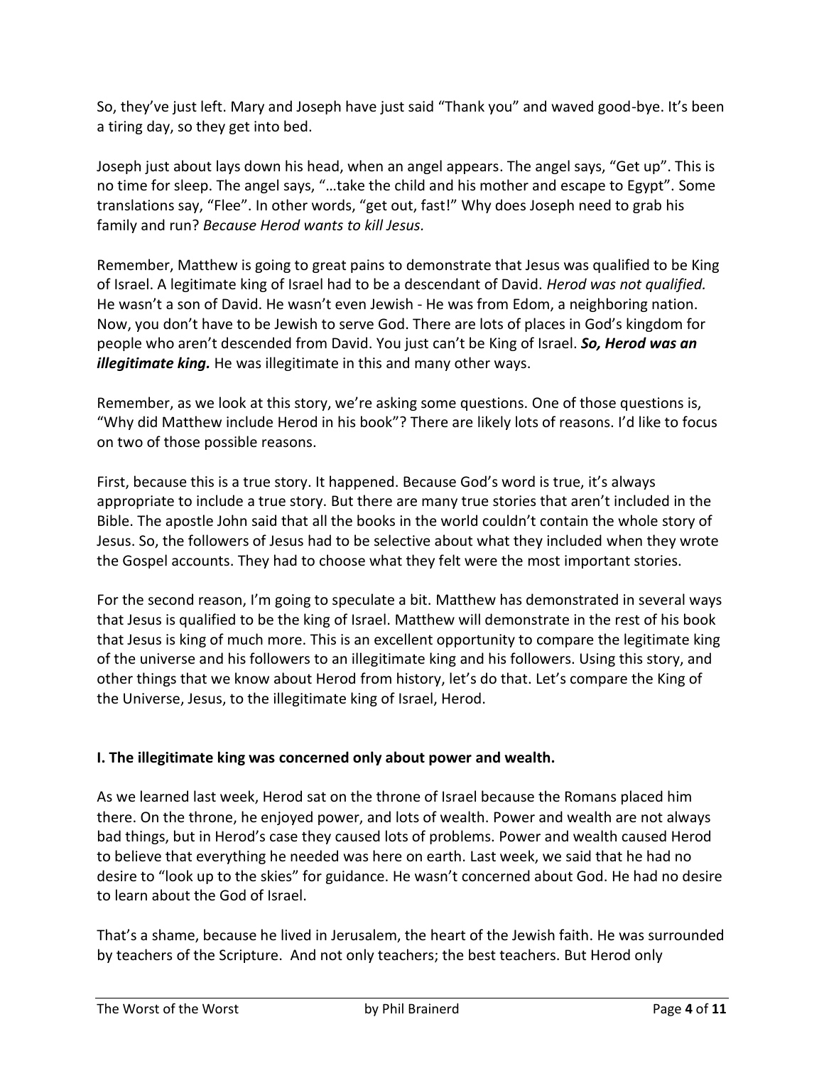So, they've just left. Mary and Joseph have just said "Thank you" and waved good-bye. It's been a tiring day, so they get into bed.

Joseph just about lays down his head, when an angel appears. The angel says, "Get up". This is no time for sleep. The angel says, "…take the child and his mother and escape to Egypt". Some translations say, "Flee". In other words, "get out, fast!" Why does Joseph need to grab his family and run? *Because Herod wants to kill Jesus.*

Remember, Matthew is going to great pains to demonstrate that Jesus was qualified to be King of Israel. A legitimate king of Israel had to be a descendant of David. *Herod was not qualified.* He wasn't a son of David. He wasn't even Jewish - He was from Edom, a neighboring nation. Now, you don't have to be Jewish to serve God. There are lots of places in God's kingdom for people who aren't descended from David. You just can't be King of Israel. ***So, Herod was an illegitimate king.*** He was illegitimate in this and many other ways.

Remember, as we look at this story, we're asking some questions. One of those questions is, "Why did Matthew include Herod in his book"? There are likely lots of reasons. I'd like to focus on two of those possible reasons.

First, because this is a true story. It happened. Because God's word is true, it's always appropriate to include a true story. But there are many true stories that aren't included in the Bible. The apostle John said that all the books in the world couldn't contain the whole story of Jesus. So, the followers of Jesus had to be selective about what they included when they wrote the Gospel accounts. They had to choose what they felt were the most important stories.

For the second reason, I'm going to speculate a bit. Matthew has demonstrated in several ways that Jesus is qualified to be the king of Israel. Matthew will demonstrate in the rest of his book that Jesus is king of much more. This is an excellent opportunity to compare the legitimate king of the universe and his followers to an illegitimate king and his followers. Using this story, and other things that we know about Herod from history, let's do that. Let's compare the King of the Universe, Jesus, to the illegitimate king of Israel, Herod.

**I. The illegitimate king was concerned only about power and wealth.**

As we learned last week, Herod sat on the throne of Israel because the Romans placed him there. On the throne, he enjoyed power, and lots of wealth. Power and wealth are not always bad things, but in Herod's case they caused lots of problems. Power and wealth caused Herod to believe that everything he needed was here on earth. Last week, we said that he had no desire to "look up to the skies" for guidance. He wasn't concerned about God. He had no desire to learn about the God of Israel.

That's a shame, because he lived in Jerusalem, the heart of the Jewish faith. He was surrounded by teachers of the Scripture. And not only teachers; the best teachers. But Herod only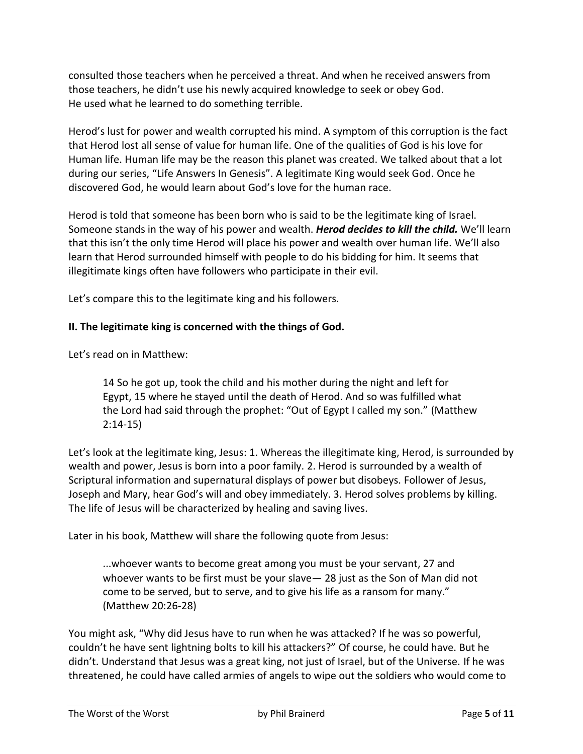consulted those teachers when he perceived a threat. And when he received answers from those teachers, he didn't use his newly acquired knowledge to seek or obey God.
He used what he learned to do something terrible.

Herod's lust for power and wealth corrupted his mind. A symptom of this corruption is the fact that Herod lost all sense of value for human life. One of the qualities of God is his love for Human life. Human life may be the reason this planet was created. We talked about that a lot during our series, "Life Answers In Genesis". A legitimate King would seek God. Once he discovered God, he would learn about God's love for the human race.

Herod is told that someone has been born who is said to be the legitimate king of Israel. Someone stands in the way of his power and wealth. ***Herod decides to kill the child.*** We'll learn that this isn't the only time Herod will place his power and wealth over human life. We'll also learn that Herod surrounded himself with people to do his bidding for him. It seems that illegitimate kings often have followers who participate in their evil.

Let's compare this to the legitimate king and his followers.

**II. The legitimate king is concerned with the things of God.**

Let's read on in Matthew:

> 14 So he got up, took the child and his mother during the night and left for Egypt, 15 where he stayed until the death of Herod. And so was fulfilled what the Lord had said through the prophet: "Out of Egypt I called my son." (Matthew 2:14-15)

Let's look at the legitimate king, Jesus: 1. Whereas the illegitimate king, Herod, is surrounded by wealth and power, Jesus is born into a poor family. 2. Herod is surrounded by a wealth of Scriptural information and supernatural displays of power but disobeys. Follower of Jesus, Joseph and Mary, hear God's will and obey immediately. 3. Herod solves problems by killing. The life of Jesus will be characterized by healing and saving lives.

Later in his book, Matthew will share the following quote from Jesus:

> ...whoever wants to become great among you must be your servant, 27 and whoever wants to be first must be your slave— 28 just as the Son of Man did not come to be served, but to serve, and to give his life as a ransom for many." (Matthew 20:26-28)

You might ask, "Why did Jesus have to run when he was attacked? If he was so powerful, couldn't he have sent lightning bolts to kill his attackers?" Of course, he could have. But he didn't. Understand that Jesus was a great king, not just of Israel, but of the Universe. If he was threatened, he could have called armies of angels to wipe out the soldiers who would come to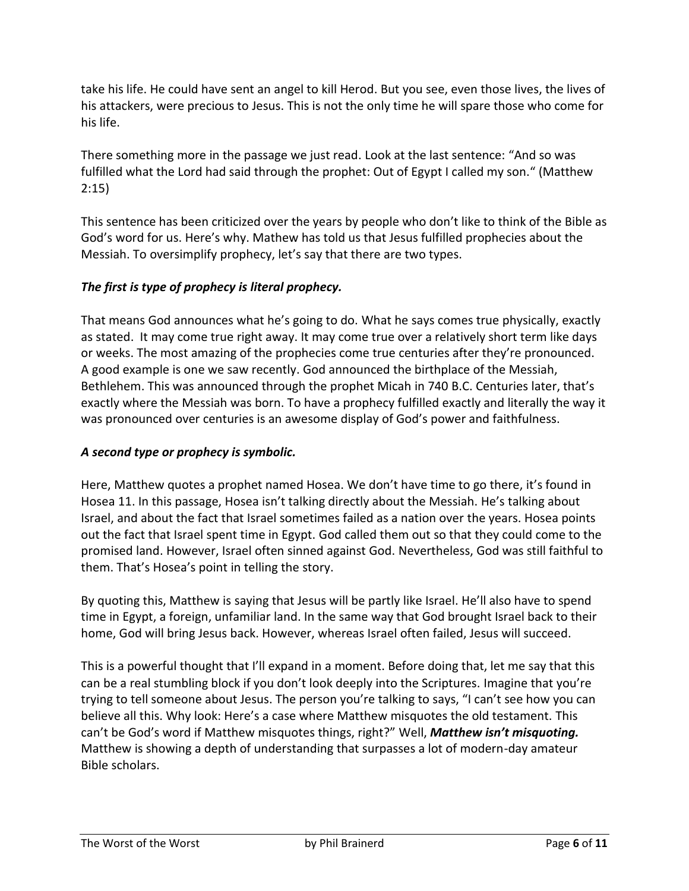take his life. He could have sent an angel to kill Herod. But you see, even those lives, the lives of his attackers, were precious to Jesus. This is not the only time he will spare those who come for his life.

There something more in the passage we just read. Look at the last sentence: "And so was fulfilled what the Lord had said through the prophet: Out of Egypt I called my son." (Matthew 2:15)

This sentence has been criticized over the years by people who don't like to think of the Bible as God's word for us. Here's why. Mathew has told us that Jesus fulfilled prophecies about the Messiah. To oversimplify prophecy, let's say that there are two types.

***The first is type of prophecy is literal prophecy.***

That means God announces what he's going to do. What he says comes true physically, exactly as stated. It may come true right away. It may come true over a relatively short term like days or weeks. The most amazing of the prophecies come true centuries after they're pronounced. A good example is one we saw recently. God announced the birthplace of the Messiah, Bethlehem. This was announced through the prophet Micah in 740 B.C. Centuries later, that's exactly where the Messiah was born. To have a prophecy fulfilled exactly and literally the way it was pronounced over centuries is an awesome display of God's power and faithfulness.

***A second type or prophecy is symbolic.***

Here, Matthew quotes a prophet named Hosea. We don't have time to go there, it's found in Hosea 11. In this passage, Hosea isn't talking directly about the Messiah. He's talking about Israel, and about the fact that Israel sometimes failed as a nation over the years. Hosea points out the fact that Israel spent time in Egypt. God called them out so that they could come to the promised land. However, Israel often sinned against God. Nevertheless, God was still faithful to them. That's Hosea's point in telling the story.

By quoting this, Matthew is saying that Jesus will be partly like Israel. He'll also have to spend time in Egypt, a foreign, unfamiliar land. In the same way that God brought Israel back to their home, God will bring Jesus back. However, whereas Israel often failed, Jesus will succeed.

This is a powerful thought that I'll expand in a moment. Before doing that, let me say that this can be a real stumbling block if you don't look deeply into the Scriptures. Imagine that you're trying to tell someone about Jesus. The person you're talking to says, "I can't see how you can believe all this. Why look: Here's a case where Matthew misquotes the old testament. This can't be God's word if Matthew misquotes things, right?" Well, ***Matthew isn't misquoting.*** Matthew is showing a depth of understanding that surpasses a lot of modern-day amateur Bible scholars.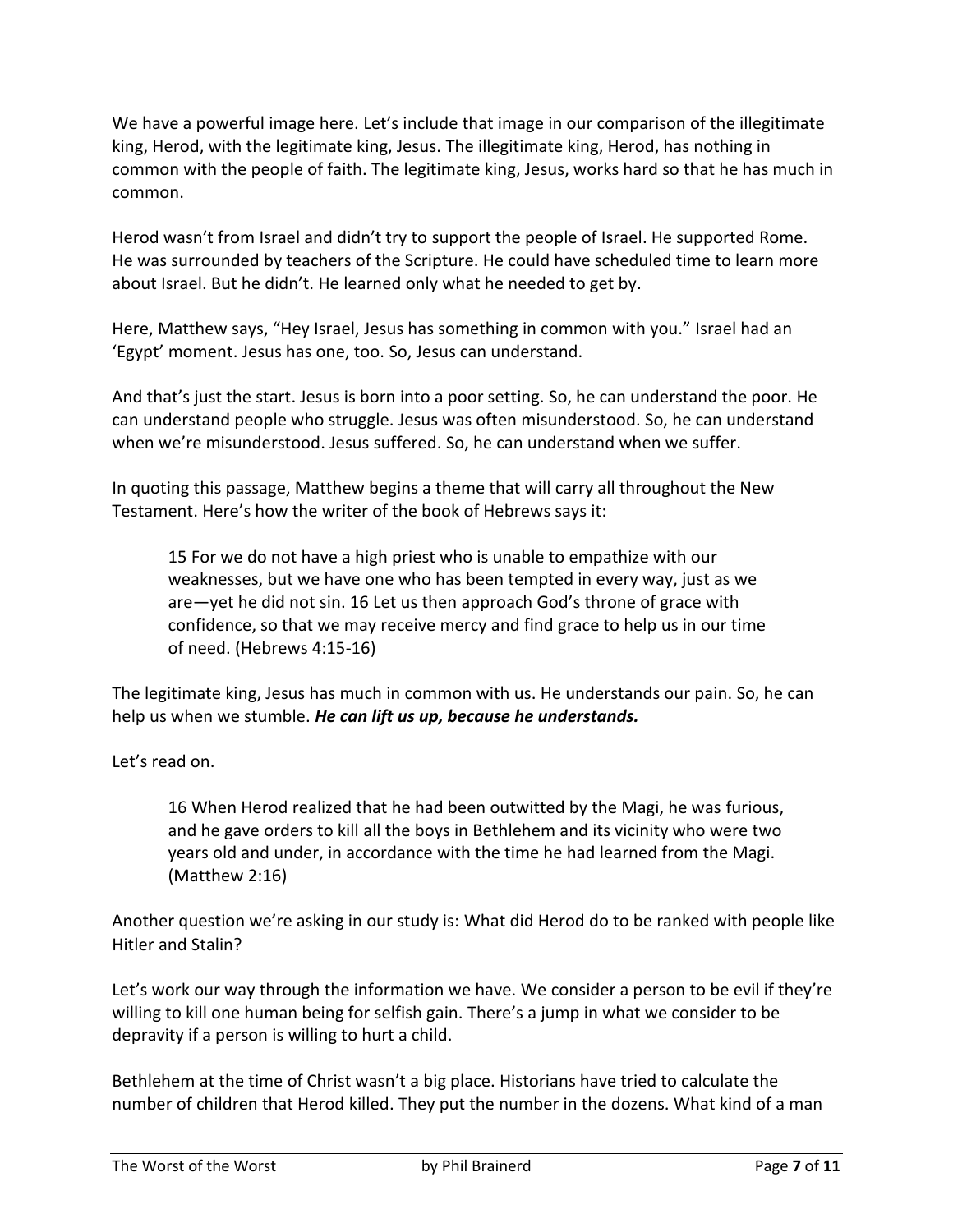We have a powerful image here. Let's include that image in our comparison of the illegitimate king, Herod, with the legitimate king, Jesus. The illegitimate king, Herod, has nothing in common with the people of faith. The legitimate king, Jesus, works hard so that he has much in common.

Herod wasn't from Israel and didn't try to support the people of Israel. He supported Rome. He was surrounded by teachers of the Scripture. He could have scheduled time to learn more about Israel. But he didn't. He learned only what he needed to get by.

Here, Matthew says, "Hey Israel, Jesus has something in common with you." Israel had an 'Egypt' moment. Jesus has one, too. So, Jesus can understand.

And that's just the start. Jesus is born into a poor setting. So, he can understand the poor. He can understand people who struggle. Jesus was often misunderstood. So, he can understand when we're misunderstood. Jesus suffered. So, he can understand when we suffer.

In quoting this passage, Matthew begins a theme that will carry all throughout the New Testament. Here's how the writer of the book of Hebrews says it:

> 15 For we do not have a high priest who is unable to empathize with our weaknesses, but we have one who has been tempted in every way, just as we are—yet he did not sin. 16 Let us then approach God's throne of grace with confidence, so that we may receive mercy and find grace to help us in our time of need. (Hebrews 4:15-16)

The legitimate king, Jesus has much in common with us. He understands our pain. So, he can help us when we stumble. ***He can lift us up, because he understands.***

Let's read on.

> 16 When Herod realized that he had been outwitted by the Magi, he was furious, and he gave orders to kill all the boys in Bethlehem and its vicinity who were two years old and under, in accordance with the time he had learned from the Magi. (Matthew 2:16)

Another question we're asking in our study is: What did Herod do to be ranked with people like Hitler and Stalin?

Let's work our way through the information we have. We consider a person to be evil if they're willing to kill one human being for selfish gain. There's a jump in what we consider to be depravity if a person is willing to hurt a child.

Bethlehem at the time of Christ wasn't a big place. Historians have tried to calculate the number of children that Herod killed. They put the number in the dozens. What kind of a man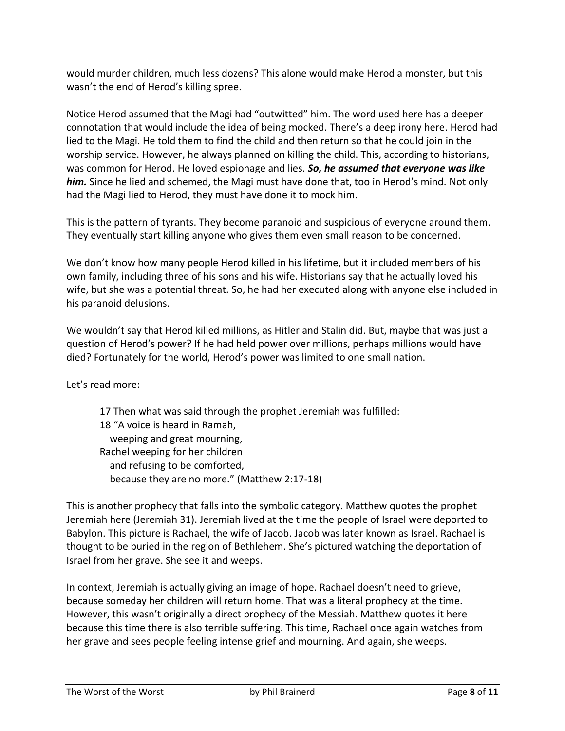would murder children, much less dozens? This alone would make Herod a monster, but this wasn't the end of Herod's killing spree.

Notice Herod assumed that the Magi had "outwitted" him. The word used here has a deeper connotation that would include the idea of being mocked. There's a deep irony here. Herod had lied to the Magi. He told them to find the child and then return so that he could join in the worship service. However, he always planned on killing the child. This, according to historians, was common for Herod. He loved espionage and lies. ***So, he assumed that everyone was like him.*** Since he lied and schemed, the Magi must have done that, too in Herod's mind. Not only had the Magi lied to Herod, they must have done it to mock him.

This is the pattern of tyrants. They become paranoid and suspicious of everyone around them. They eventually start killing anyone who gives them even small reason to be concerned.

We don't know how many people Herod killed in his lifetime, but it included members of his own family, including three of his sons and his wife. Historians say that he actually loved his wife, but she was a potential threat. So, he had her executed along with anyone else included in his paranoid delusions.

We wouldn't say that Herod killed millions, as Hitler and Stalin did. But, maybe that was just a question of Herod's power? If he had held power over millions, perhaps millions would have died? Fortunately for the world, Herod's power was limited to one small nation.

Let's read more:

> 17 Then what was said through the prophet Jeremiah was fulfilled:
> 18 "A voice is heard in Ramah,
> weeping and great mourning,
> Rachel weeping for her children
> and refusing to be comforted,
> because they are no more." (Matthew 2:17-18)

This is another prophecy that falls into the symbolic category. Matthew quotes the prophet Jeremiah here (Jeremiah 31). Jeremiah lived at the time the people of Israel were deported to Babylon. This picture is Rachael, the wife of Jacob. Jacob was later known as Israel. Rachael is thought to be buried in the region of Bethlehem. She's pictured watching the deportation of Israel from her grave. She see it and weeps.

In context, Jeremiah is actually giving an image of hope. Rachael doesn't need to grieve, because someday her children will return home. That was a literal prophecy at the time. However, this wasn't originally a direct prophecy of the Messiah. Matthew quotes it here because this time there is also terrible suffering. This time, Rachael once again watches from her grave and sees people feeling intense grief and mourning. And again, she weeps.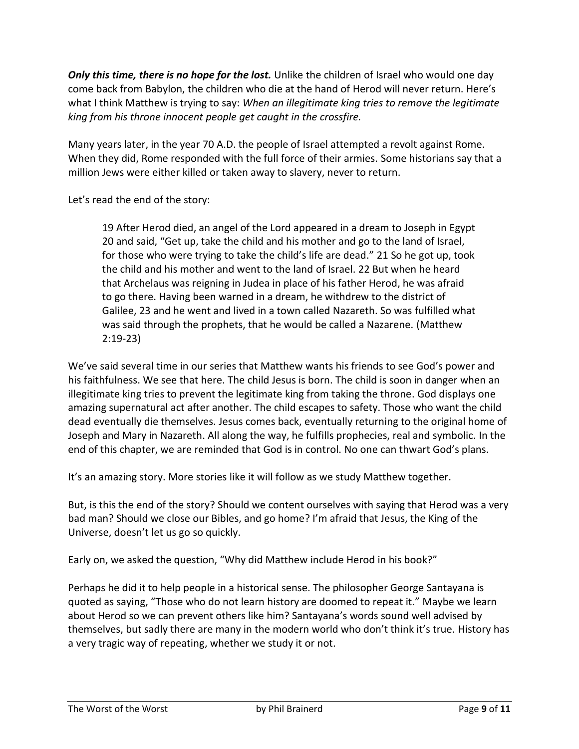***Only this time, there is no hope for the lost.*** Unlike the children of Israel who would one day come back from Babylon, the children who die at the hand of Herod will never return. Here's what I think Matthew is trying to say: *When an illegitimate king tries to remove the legitimate king from his throne innocent people get caught in the crossfire.*

Many years later, in the year 70 A.D. the people of Israel attempted a revolt against Rome. When they did, Rome responded with the full force of their armies. Some historians say that a million Jews were either killed or taken away to slavery, never to return.

Let's read the end of the story:

> 19 After Herod died, an angel of the Lord appeared in a dream to Joseph in Egypt 20 and said, "Get up, take the child and his mother and go to the land of Israel, for those who were trying to take the child's life are dead." 21 So he got up, took the child and his mother and went to the land of Israel. 22 But when he heard that Archelaus was reigning in Judea in place of his father Herod, he was afraid to go there. Having been warned in a dream, he withdrew to the district of Galilee, 23 and he went and lived in a town called Nazareth. So was fulfilled what was said through the prophets, that he would be called a Nazarene. (Matthew 2:19-23)

We've said several time in our series that Matthew wants his friends to see God's power and his faithfulness. We see that here. The child Jesus is born. The child is soon in danger when an illegitimate king tries to prevent the legitimate king from taking the throne. God displays one amazing supernatural act after another. The child escapes to safety. Those who want the child dead eventually die themselves. Jesus comes back, eventually returning to the original home of Joseph and Mary in Nazareth. All along the way, he fulfills prophecies, real and symbolic. In the end of this chapter, we are reminded that God is in control. No one can thwart God's plans.

It's an amazing story. More stories like it will follow as we study Matthew together.

But, is this the end of the story? Should we content ourselves with saying that Herod was a very bad man? Should we close our Bibles, and go home? I'm afraid that Jesus, the King of the Universe, doesn't let us go so quickly.

Early on, we asked the question, "Why did Matthew include Herod in his book?"

Perhaps he did it to help people in a historical sense. The philosopher George Santayana is quoted as saying, "Those who do not learn history are doomed to repeat it." Maybe we learn about Herod so we can prevent others like him? Santayana's words sound well advised by themselves, but sadly there are many in the modern world who don't think it's true. History has a very tragic way of repeating, whether we study it or not.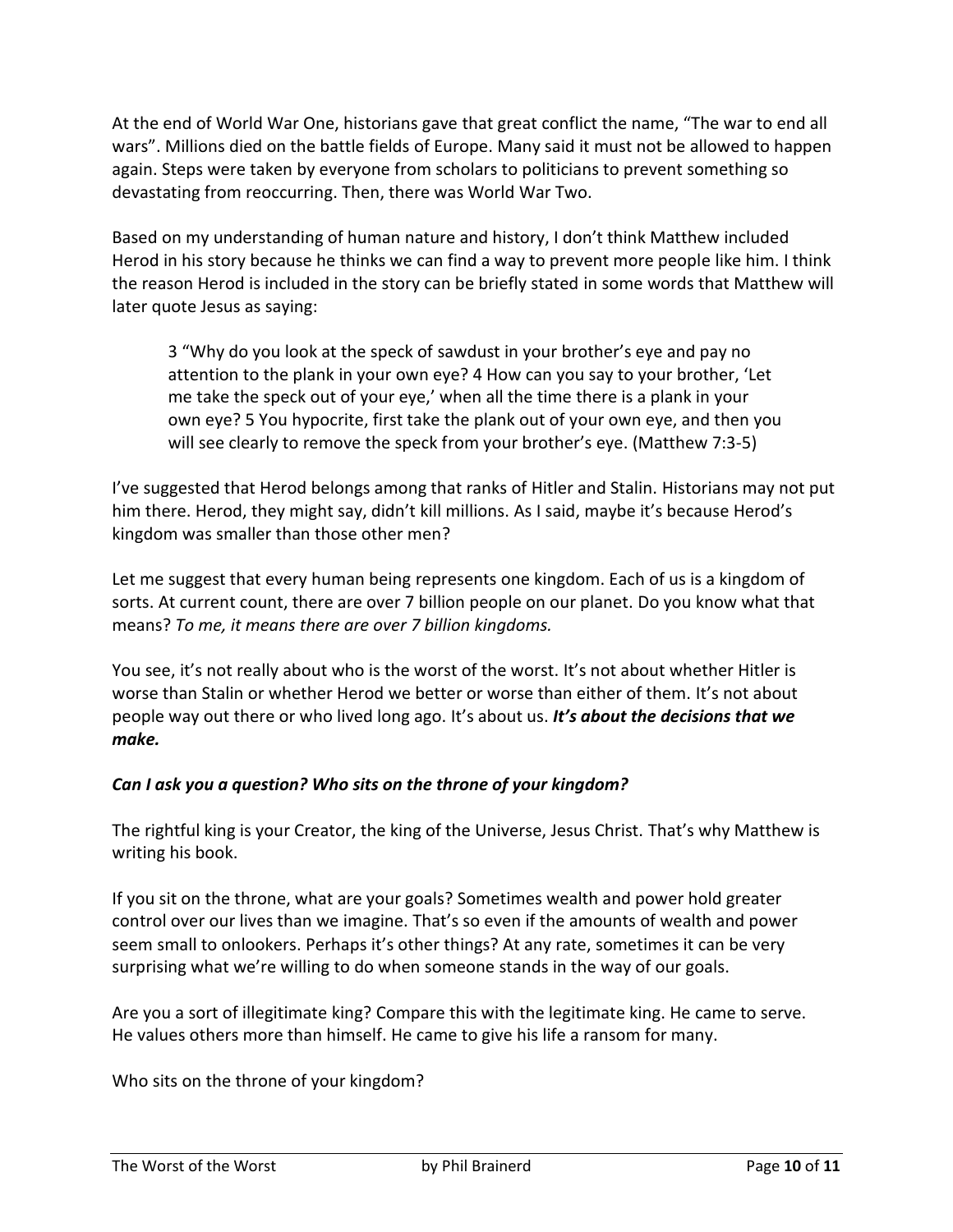At the end of World War One, historians gave that great conflict the name, "The war to end all wars". Millions died on the battle fields of Europe. Many said it must not be allowed to happen again. Steps were taken by everyone from scholars to politicians to prevent something so devastating from reoccurring. Then, there was World War Two.

Based on my understanding of human nature and history, I don't think Matthew included Herod in his story because he thinks we can find a way to prevent more people like him. I think the reason Herod is included in the story can be briefly stated in some words that Matthew will later quote Jesus as saying:

> 3 "Why do you look at the speck of sawdust in your brother's eye and pay no attention to the plank in your own eye? 4 How can you say to your brother, 'Let me take the speck out of your eye,' when all the time there is a plank in your own eye? 5 You hypocrite, first take the plank out of your own eye, and then you will see clearly to remove the speck from your brother's eye. (Matthew 7:3-5)

I've suggested that Herod belongs among that ranks of Hitler and Stalin. Historians may not put him there. Herod, they might say, didn't kill millions. As I said, maybe it's because Herod's kingdom was smaller than those other men?

Let me suggest that every human being represents one kingdom. Each of us is a kingdom of sorts. At current count, there are over 7 billion people on our planet. Do you know what that means? *To me, it means there are over 7 billion kingdoms.*

You see, it's not really about who is the worst of the worst. It's not about whether Hitler is worse than Stalin or whether Herod we better or worse than either of them. It's not about people way out there or who lived long ago. It's about us. ***It's about the decisions that we make.***

***Can I ask you a question? Who sits on the throne of your kingdom?***

The rightful king is your Creator, the king of the Universe, Jesus Christ. That's why Matthew is writing his book.

If you sit on the throne, what are your goals? Sometimes wealth and power hold greater control over our lives than we imagine. That's so even if the amounts of wealth and power seem small to onlookers. Perhaps it's other things? At any rate, sometimes it can be very surprising what we're willing to do when someone stands in the way of our goals.

Are you a sort of illegitimate king? Compare this with the legitimate king. He came to serve. He values others more than himself. He came to give his life a ransom for many.

Who sits on the throne of your kingdom?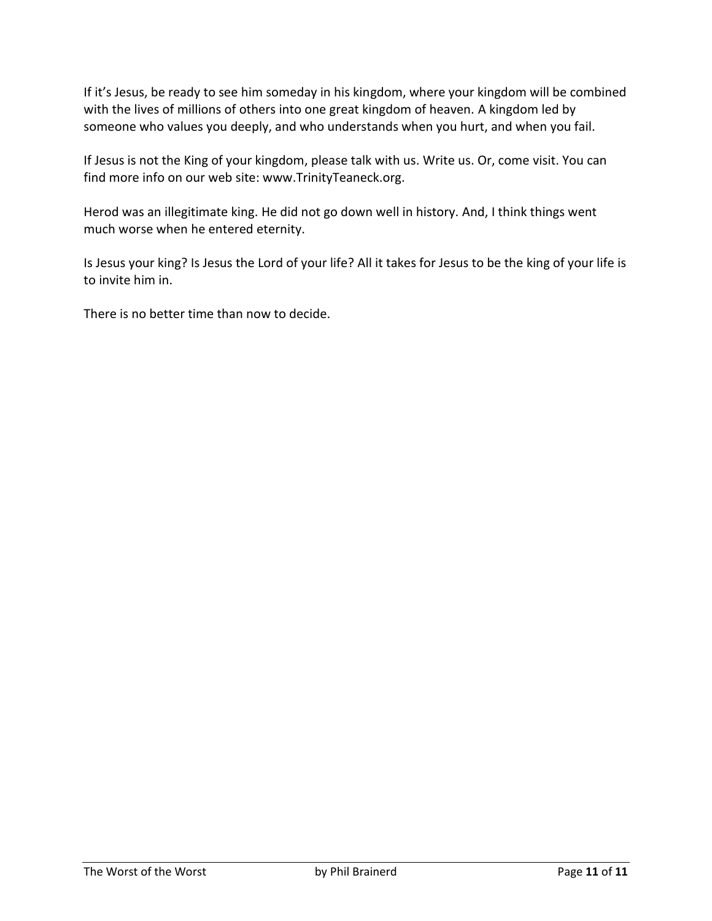If it's Jesus, be ready to see him someday in his kingdom, where your kingdom will be combined with the lives of millions of others into one great kingdom of heaven. A kingdom led by someone who values you deeply, and who understands when you hurt, and when you fail.

If Jesus is not the King of your kingdom, please talk with us. Write us. Or, come visit. You can find more info on our web site: www.TrinityTeaneck.org.

Herod was an illegitimate king. He did not go down well in history. And, I think things went much worse when he entered eternity.

Is Jesus your king? Is Jesus the Lord of your life? All it takes for Jesus to be the king of your life is to invite him in.

There is no better time than now to decide.